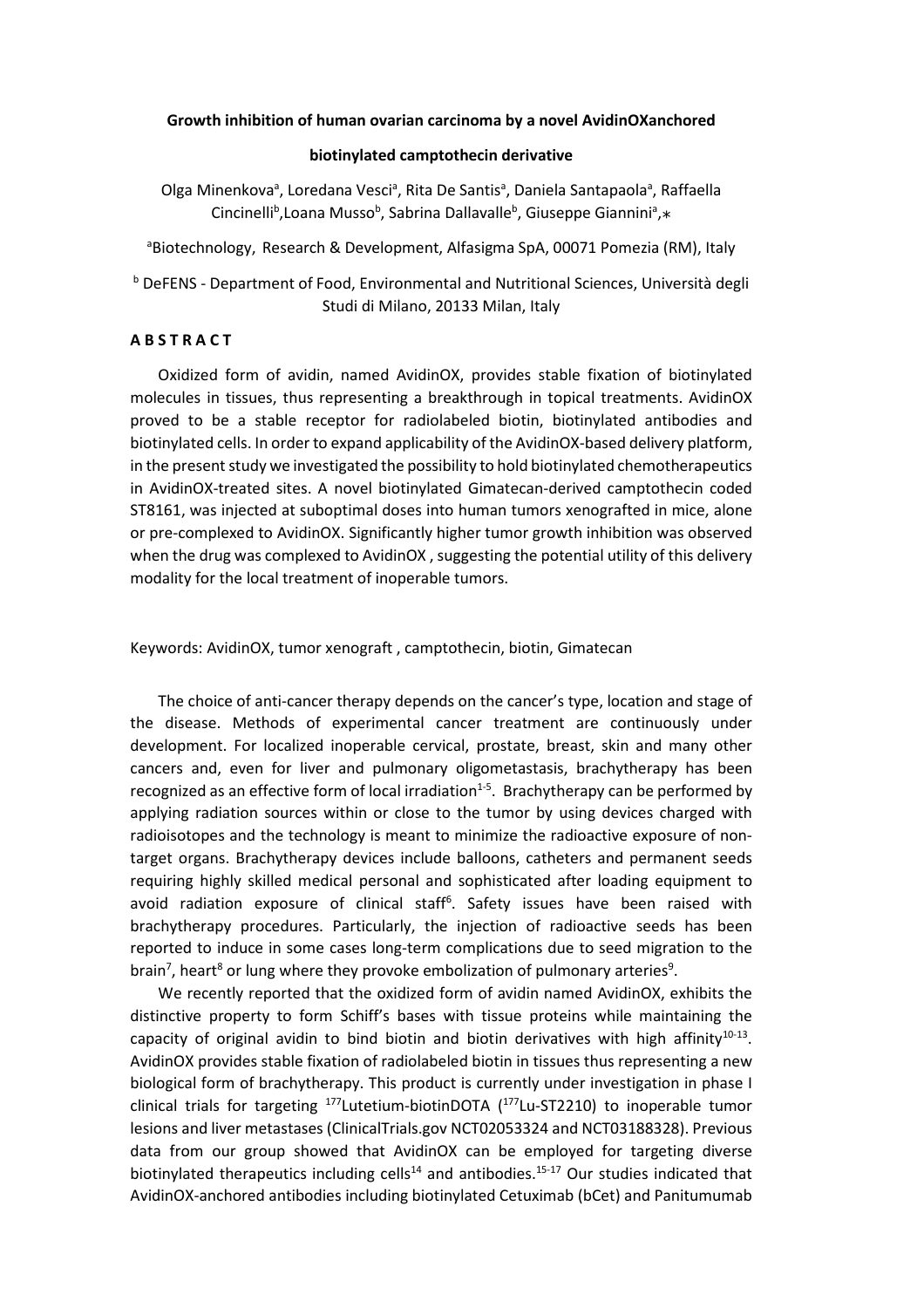**Growth inhibition of human ovarian carcinoma by a novel AvidinOXanchored biotinylated camptothecin derivative**

Olga Minenkova[a], Loredana Vesci[a], Rita De Santis[a], Daniela Santapaola[a], Raffaella Cincinelli[b], Loana Musso[b], Sabrina Dallavalle[b], Giuseppe Giannini[a],*

[a]Biotechnology, Research & Development, Alfasigma SpA, 00071 Pomezia (RM), Italy

[b] DeFENS - Department of Food, Environmental and Nutritional Sciences, Università degli Studi di Milano, 20133 Milan, Italy

## A B S T R A C T

Oxidized form of avidin, named AvidinOX, provides stable fixation of biotinylated molecules in tissues, thus representing a breakthrough in topical treatments. AvidinOX proved to be a stable receptor for radiolabeled biotin, biotinylated antibodies and biotinylated cells. In order to expand applicability of the AvidinOX-based delivery platform, in the present study we investigated the possibility to hold biotinylated chemotherapeutics in AvidinOX-treated sites. A novel biotinylated Gimatecan-derived camptothecin coded ST8161, was injected at suboptimal doses into human tumors xenografted in mice, alone or pre-complexed to AvidinOX. Significantly higher tumor growth inhibition was observed when the drug was complexed to AvidinOX , suggesting the potential utility of this delivery modality for the local treatment of inoperable tumors.

Keywords: AvidinOX, tumor xenograft , camptothecin, biotin, Gimatecan

The choice of anti-cancer therapy depends on the cancer's type, location and stage of the disease. Methods of experimental cancer treatment are continuously under development. For localized inoperable cervical, prostate, breast, skin and many other cancers and, even for liver and pulmonary oligometastasis, brachytherapy has been recognized as an effective form of local irradiation[1-5]. Brachytherapy can be performed by applying radiation sources within or close to the tumor by using devices charged with radioisotopes and the technology is meant to minimize the radioactive exposure of non-target organs. Brachytherapy devices include balloons, catheters and permanent seeds requiring highly skilled medical personal and sophisticated after loading equipment to avoid radiation exposure of clinical staff[6]. Safety issues have been raised with brachytherapy procedures. Particularly, the injection of radioactive seeds has been reported to induce in some cases long-term complications due to seed migration to the brain[7], heart[8] or lung where they provoke embolization of pulmonary arteries[9].

We recently reported that the oxidized form of avidin named AvidinOX, exhibits the distinctive property to form Schiff's bases with tissue proteins while maintaining the capacity of original avidin to bind biotin and biotin derivatives with high affinity[10-13]. AvidinOX provides stable fixation of radiolabeled biotin in tissues thus representing a new biological form of brachytherapy. This product is currently under investigation in phase I clinical trials for targeting $^{177}$Lutetium-biotinDOTA ($^{177}$Lu-ST2210) to inoperable tumor lesions and liver metastases (ClinicalTrials.gov NCT02053324 and NCT03188328). Previous data from our group showed that AvidinOX can be employed for targeting diverse biotinylated therapeutics including cells[14] and antibodies.[15-17] Our studies indicated that AvidinOX-anchored antibodies including biotinylated Cetuximab (bCet) and Panitumumab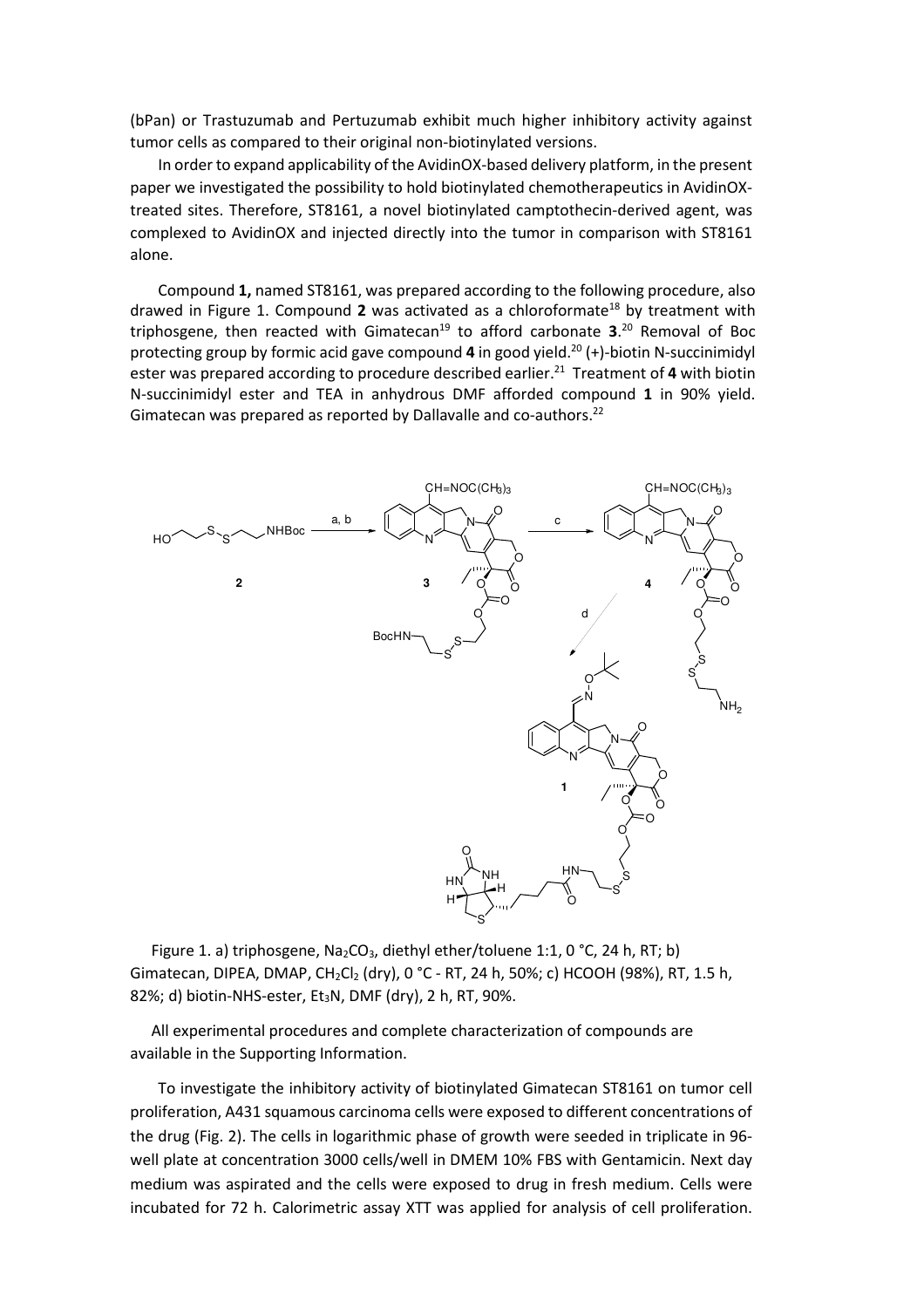(bPan) or Trastuzumab and Pertuzumab exhibit much higher inhibitory activity against tumor cells as compared to their original non-biotinylated versions.

In order to expand applicability of the AvidinOX-based delivery platform, in the present paper we investigated the possibility to hold biotinylated chemotherapeutics in AvidinOX-treated sites. Therefore, ST8161, a novel biotinylated camptothecin-derived agent, was complexed to AvidinOX and injected directly into the tumor in comparison with ST8161 alone.

Compound **1,** named ST8161, was prepared according to the following procedure, also drawed in Figure 1. Compound **2** was activated as a chloroformate[18] by treatment with triphosgene, then reacted with Gimatecan[19] to afford carbonate **3**.[20] Removal of Boc protecting group by formic acid gave compound **4** in good yield.[20] (+)-biotin N-succinimidyl ester was prepared according to procedure described earlier.[21] Treatment of **4** with biotin N-succinimidyl ester and TEA in anhydrous DMF afforded compound **1** in 90% yield. Gimatecan was prepared as reported by Dallavalle and co-authors.[22]

Figure 1. a) triphosgene, $Na_2CO_3$, diethyl ether/toluene 1:1, 0 °C, 24 h, RT; b) Gimatecan, DIPEA, DMAP, $CH_2Cl_2$ (dry), 0 °C - RT, 24 h, 50%; c) HCOOH (98%), RT, 1.5 h, 82%; d) biotin-NHS-ester, $Et_3N$, DMF (dry), 2 h, RT, 90%.

All experimental procedures and complete characterization of compounds are available in the Supporting Information.

To investigate the inhibitory activity of biotinylated Gimatecan ST8161 on tumor cell proliferation, A431 squamous carcinoma cells were exposed to different concentrations of the drug (Fig. 2). The cells in logarithmic phase of growth were seeded in triplicate in 96-well plate at concentration 3000 cells/well in DMEM 10% FBS with Gentamicin. Next day medium was aspirated and the cells were exposed to drug in fresh medium. Cells were incubated for 72 h. Calorimetric assay XTT was applied for analysis of cell proliferation.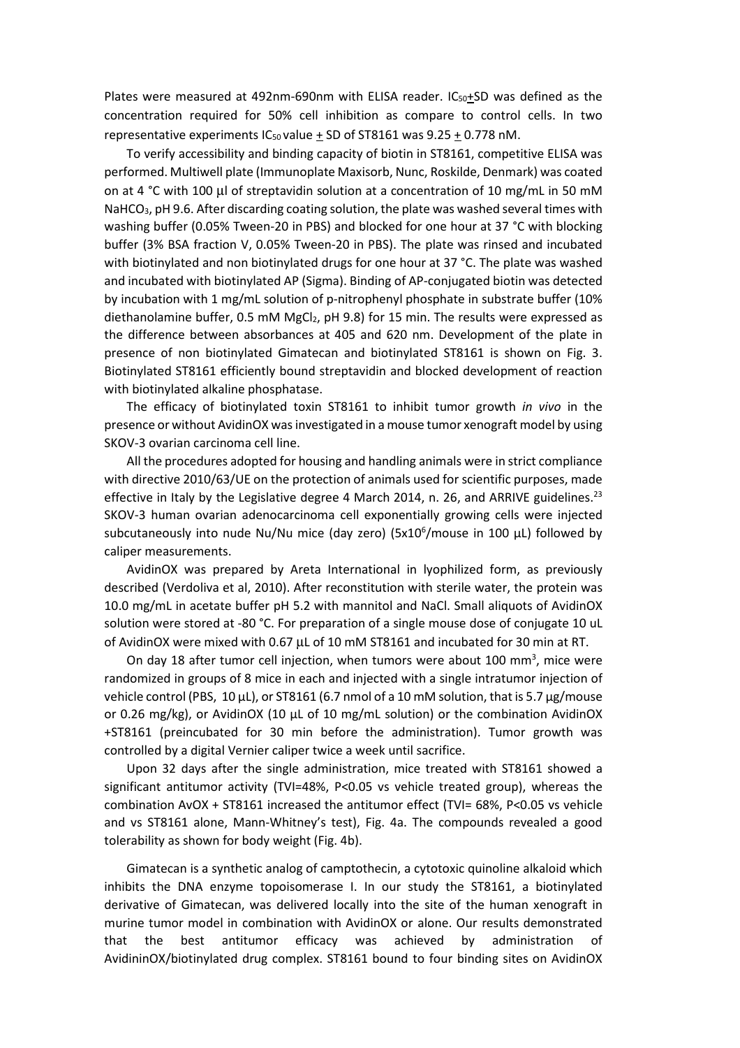Plates were measured at 492nm-690nm with ELISA reader. $IC_{50}$±SD was defined as the concentration required for 50% cell inhibition as compare to control cells. In two representative experiments $IC_{50}$ value ± SD of ST8161 was 9.25 ± 0.778 nM.

To verify accessibility and binding capacity of biotin in ST8161, competitive ELISA was performed. Multiwell plate (Immunoplate Maxisorb, Nunc, Roskilde, Denmark) was coated on at 4 °C with 100 μl of streptavidin solution at a concentration of 10 mg/mL in 50 mM $NaHCO_3$, pH 9.6. After discarding coating solution, the plate was washed several times with washing buffer (0.05% Tween-20 in PBS) and blocked for one hour at 37 °C with blocking buffer (3% BSA fraction V, 0.05% Tween-20 in PBS). The plate was rinsed and incubated with biotinylated and non biotinylated drugs for one hour at 37 °C. The plate was washed and incubated with biotinylated AP (Sigma). Binding of AP-conjugated biotin was detected by incubation with 1 mg/mL solution of p-nitrophenyl phosphate in substrate buffer (10% diethanolamine buffer, 0.5 mM $MgCl_2$, pH 9.8) for 15 min. The results were expressed as the difference between absorbances at 405 and 620 nm. Development of the plate in presence of non biotinylated Gimatecan and biotinylated ST8161 is shown on Fig. 3. Biotinylated ST8161 efficiently bound streptavidin and blocked development of reaction with biotinylated alkaline phosphatase.

The efficacy of biotinylated toxin ST8161 to inhibit tumor growth *in vivo* in the presence or without AvidinOX was investigated in a mouse tumor xenograft model by using SKOV-3 ovarian carcinoma cell line.

All the procedures adopted for housing and handling animals were in strict compliance with directive 2010/63/UE on the protection of animals used for scientific purposes, made effective in Italy by the Legislative degree 4 March 2014, n. 26, and ARRIVE guidelines.[23] SKOV-3 human ovarian adenocarcinoma cell exponentially growing cells were injected subcutaneously into nude Nu/Nu mice (day zero) ($5x10^6$/mouse in 100 μL) followed by caliper measurements.

AvidinOX was prepared by Areta International in lyophilized form, as previously described (Verdoliva et al, 2010). After reconstitution with sterile water, the protein was 10.0 mg/mL in acetate buffer pH 5.2 with mannitol and NaCl. Small aliquots of AvidinOX solution were stored at -80 °C. For preparation of a single mouse dose of conjugate 10 uL of AvidinOX were mixed with 0.67 μL of 10 mM ST8161 and incubated for 30 min at RT.

On day 18 after tumor cell injection, when tumors were about 100 $mm^3$, mice were randomized in groups of 8 mice in each and injected with a single intratumor injection of vehicle control (PBS, 10 μL), or ST8161 (6.7 nmol of a 10 mM solution, that is 5.7 μg/mouse or 0.26 mg/kg), or AvidinOX (10 μL of 10 mg/mL solution) or the combination AvidinOX +ST8161 (preincubated for 30 min before the administration). Tumor growth was controlled by a digital Vernier caliper twice a week until sacrifice.

Upon 32 days after the single administration, mice treated with ST8161 showed a significant antitumor activity (TVI=48%, P<0.05 vs vehicle treated group), whereas the combination AvOX + ST8161 increased the antitumor effect (TVI= 68%, P<0.05 vs vehicle and vs ST8161 alone, Mann-Whitney's test), Fig. 4a. The compounds revealed a good tolerability as shown for body weight (Fig. 4b).

Gimatecan is a synthetic analog of camptothecin, a cytotoxic quinoline alkaloid which inhibits the DNA enzyme topoisomerase I. In our study the ST8161, a biotinylated derivative of Gimatecan, was delivered locally into the site of the human xenograft in murine tumor model in combination with AvidinOX or alone. Our results demonstrated that the best antitumor efficacy was achieved by administration of AvidininOX/biotinylated drug complex. ST8161 bound to four binding sites on AvidinOX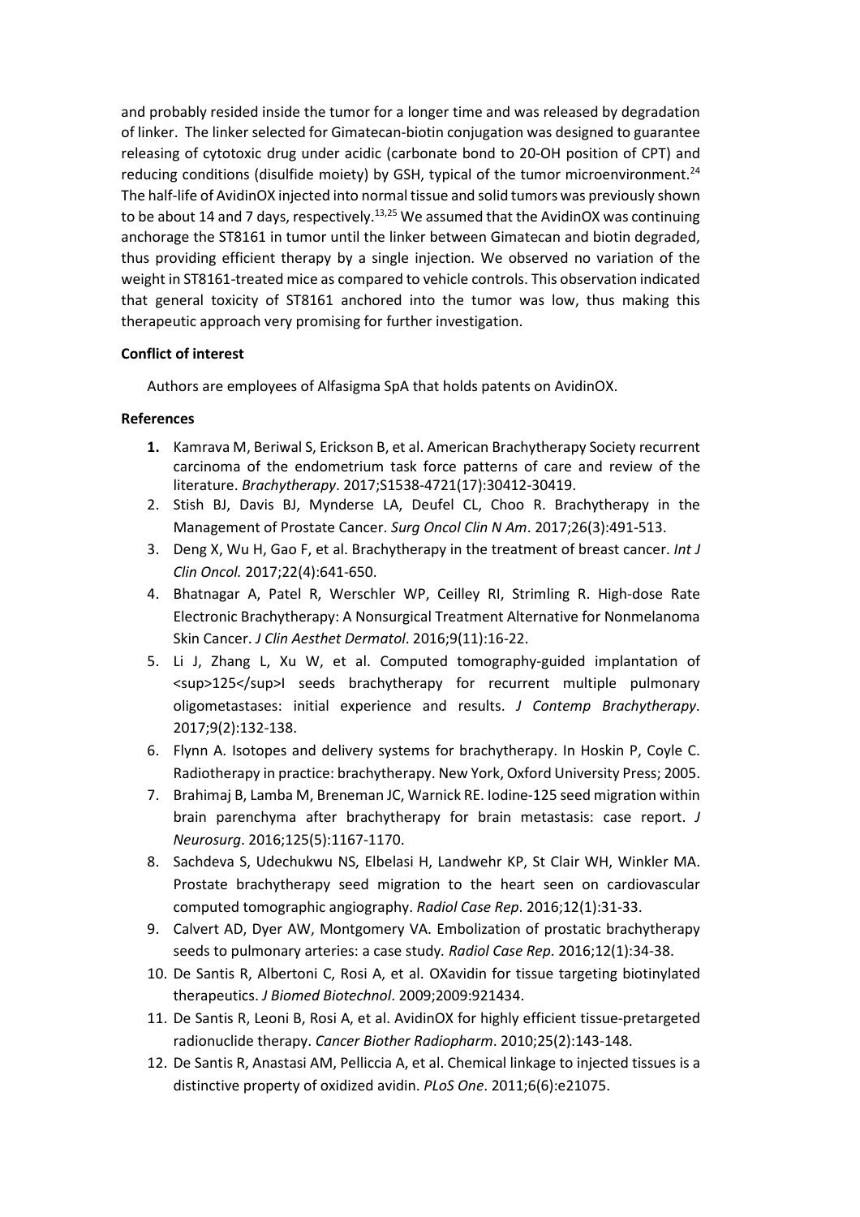and probably resided inside the tumor for a longer time and was released by degradation of linker. The linker selected for Gimatecan-biotin conjugation was designed to guarantee releasing of cytotoxic drug under acidic (carbonate bond to 20-OH position of CPT) and reducing conditions (disulfide moiety) by GSH, typical of the tumor microenvironment.[24] The half-life of AvidinOX injected into normal tissue and solid tumors was previously shown to be about 14 and 7 days, respectively.[13,25] We assumed that the AvidinOX was continuing anchorage the ST8161 in tumor until the linker between Gimatecan and biotin degraded, thus providing efficient therapy by a single injection. We observed no variation of the weight in ST8161-treated mice as compared to vehicle controls. This observation indicated that general toxicity of ST8161 anchored into the tumor was low, thus making this therapeutic approach very promising for further investigation.

**Conflict of interest**

Authors are employees of Alfasigma SpA that holds patents on AvidinOX.

**References**

1. Kamrava M, Beriwal S, Erickson B, et al. American Brachytherapy Society recurrent carcinoma of the endometrium task force patterns of care and review of the literature. *Brachytherapy*. 2017;S1538-4721(17):30412-30419.
2. Stish BJ, Davis BJ, Mynderse LA, Deufel CL, Choo R. Brachytherapy in the Management of Prostate Cancer. *Surg Oncol Clin N Am*. 2017;26(3):491-513.
3. Deng X, Wu H, Gao F, et al. Brachytherapy in the treatment of breast cancer. *Int J Clin Oncol.* 2017;22(4):641-650.
4. Bhatnagar A, Patel R, Werschler WP, Ceilley RI, Strimling R. High-dose Rate Electronic Brachytherapy: A Nonsurgical Treatment Alternative for Nonmelanoma Skin Cancer. *J Clin Aesthet Dermatol*. 2016;9(11):16-22.
5. Li J, Zhang L, Xu W, et al. Computed tomography-guided implantation of <sup>125</sup>I seeds brachytherapy for recurrent multiple pulmonary oligometastases: initial experience and results. *J Contemp Brachytherapy*. 2017;9(2):132-138.
6. Flynn A. Isotopes and delivery systems for brachytherapy. In Hoskin P, Coyle C. Radiotherapy in practice: brachytherapy. New York, Oxford University Press; 2005.
7. Brahimaj B, Lamba M, Breneman JC, Warnick RE. Iodine-125 seed migration within brain parenchyma after brachytherapy for brain metastasis: case report. *J Neurosurg*. 2016;125(5):1167-1170.
8. Sachdeva S, Udechukwu NS, Elbelasi H, Landwehr KP, St Clair WH, Winkler MA. Prostate brachytherapy seed migration to the heart seen on cardiovascular computed tomographic angiography. *Radiol Case Rep*. 2016;12(1):31-33.
9. Calvert AD, Dyer AW, Montgomery VA. Embolization of prostatic brachytherapy seeds to pulmonary arteries: a case study. *Radiol Case Rep*. 2016;12(1):34-38.
10. De Santis R, Albertoni C, Rosi A, et al. OXavidin for tissue targeting biotinylated therapeutics. *J Biomed Biotechnol*. 2009;2009:921434.
11. De Santis R, Leoni B, Rosi A, et al. AvidinOX for highly efficient tissue-pretargeted radionuclide therapy. *Cancer Biother Radiopharm*. 2010;25(2):143-148.
12. De Santis R, Anastasi AM, Pelliccia A, et al. Chemical linkage to injected tissues is a distinctive property of oxidized avidin. *PLoS One*. 2011;6(6):e21075.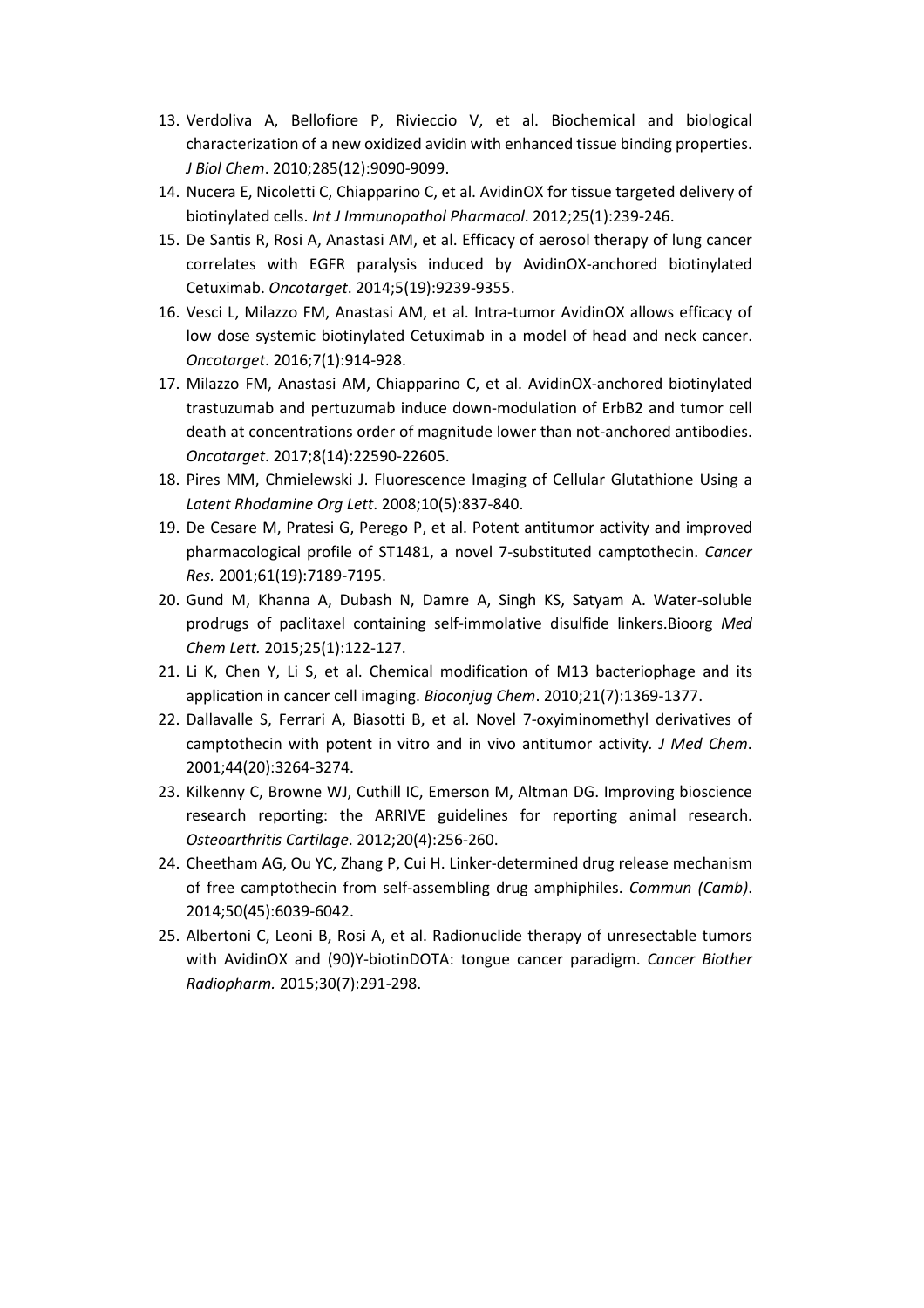13. Verdoliva A, Bellofiore P, Rivieccio V, et al. Biochemical and biological characterization of a new oxidized avidin with enhanced tissue binding properties. *J Biol Chem*. 2010;285(12):9090-9099.
14. Nucera E, Nicoletti C, Chiapparino C, et al. AvidinOX for tissue targeted delivery of biotinylated cells. *Int J Immunopathol Pharmacol*. 2012;25(1):239-246.
15. De Santis R, Rosi A, Anastasi AM, et al. Efficacy of aerosol therapy of lung cancer correlates with EGFR paralysis induced by AvidinOX-anchored biotinylated Cetuximab. *Oncotarget*. 2014;5(19):9239-9355.
16. Vesci L, Milazzo FM, Anastasi AM, et al. Intra-tumor AvidinOX allows efficacy of low dose systemic biotinylated Cetuximab in a model of head and neck cancer. *Oncotarget*. 2016;7(1):914-928.
17. Milazzo FM, Anastasi AM, Chiapparino C, et al. AvidinOX-anchored biotinylated trastuzumab and pertuzumab induce down-modulation of ErbB2 and tumor cell death at concentrations order of magnitude lower than not-anchored antibodies. *Oncotarget*. 2017;8(14):22590-22605.
18. Pires MM, Chmielewski J. Fluorescence Imaging of Cellular Glutathione Using a *Latent Rhodamine Org Lett*. 2008;10(5):837-840.
19. De Cesare M, Pratesi G, Perego P, et al. Potent antitumor activity and improved pharmacological profile of ST1481, a novel 7-substituted camptothecin. *Cancer Res.* 2001;61(19):7189-7195.
20. Gund M, Khanna A, Dubash N, Damre A, Singh KS, Satyam A. Water-soluble prodrugs of paclitaxel containing self-immolative disulfide linkers.Bioorg *Med Chem Lett.* 2015;25(1):122-127.
21. Li K, Chen Y, Li S, et al. Chemical modification of M13 bacteriophage and its application in cancer cell imaging. *Bioconjug Chem*. 2010;21(7):1369-1377.
22. Dallavalle S, Ferrari A, Biasotti B, et al. Novel 7-oxyiminomethyl derivatives of camptothecin with potent in vitro and in vivo antitumor activity. *J Med Chem*. 2001;44(20):3264-3274.
23. Kilkenny C, Browne WJ, Cuthill IC, Emerson M, Altman DG. Improving bioscience research reporting: the ARRIVE guidelines for reporting animal research. *Osteoarthritis Cartilage*. 2012;20(4):256-260.
24. Cheetham AG, Ou YC, Zhang P, Cui H. Linker-determined drug release mechanism of free camptothecin from self-assembling drug amphiphiles. *Commun (Camb)*. 2014;50(45):6039-6042.
25. Albertoni C, Leoni B, Rosi A, et al. Radionuclide therapy of unresectable tumors with AvidinOX and (90)Y-biotinDOTA: tongue cancer paradigm. *Cancer Biother Radiopharm.* 2015;30(7):291-298.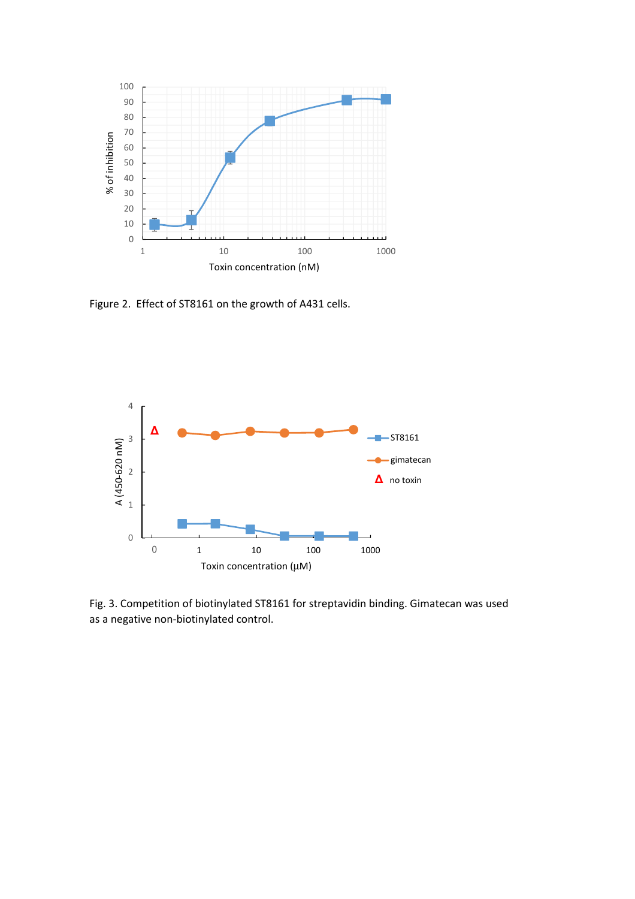Figure 2. Effect of ST8161 on the growth of A431 cells.

Fig. 3. Competition of biotinylated ST8161 for streptavidin binding. Gimatecan was used as a negative non-biotinylated control.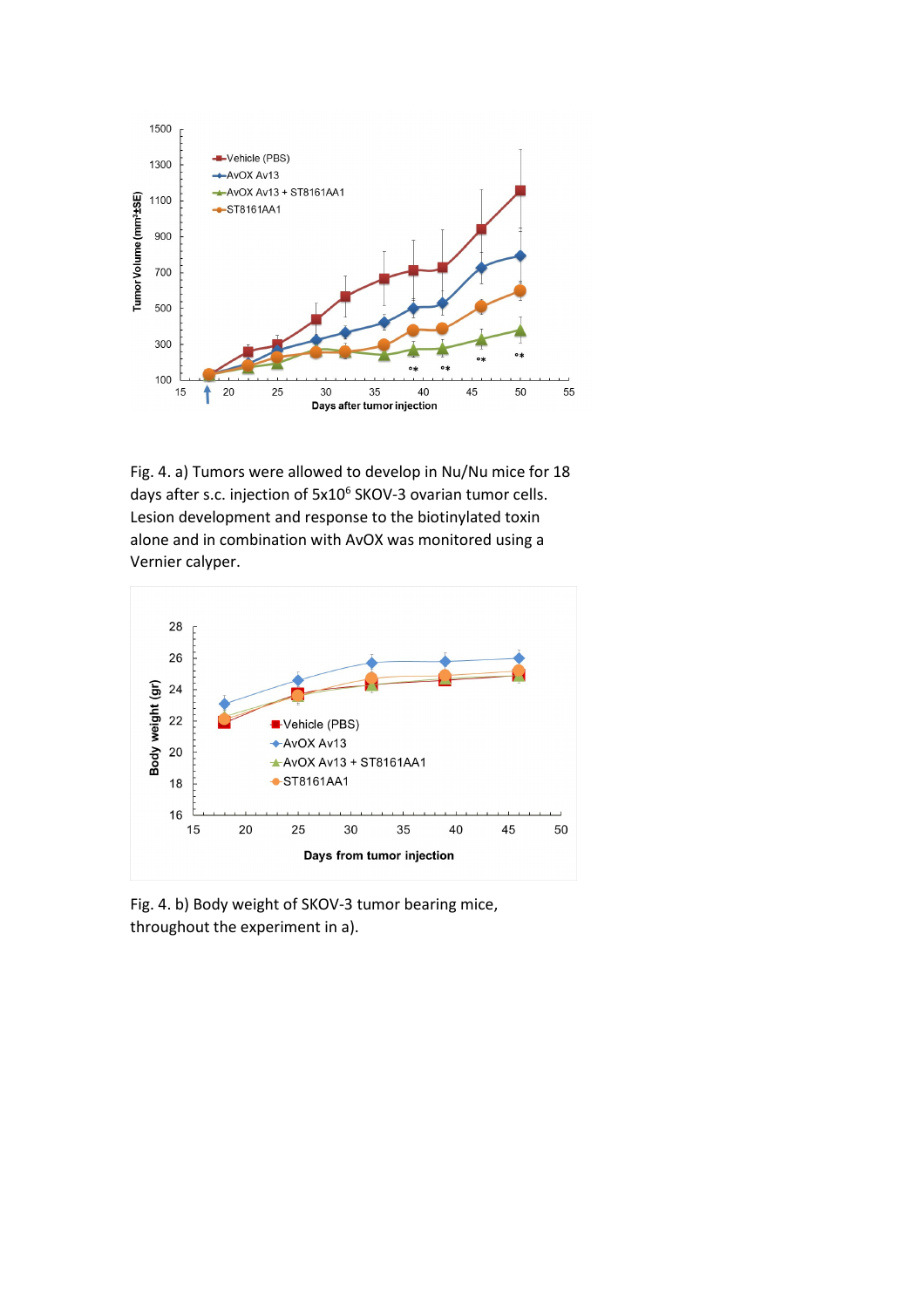Tumor Volume (mm³±SE)

1500
1300
1100
900
700
500
300
100

Vehicle (PBS)
AvOX Av13
AvOX Av13 + ST8161AA1
ST8161AA1

°* °* °* °*

15 20 25 30 35 40 45 50 55

Days after tumor injection

Fig. 4. a) Tumors were allowed to develop in Nu/Nu mice for 18 days after s.c. injection of $5x10^6$ SKOV-3 ovarian tumor cells. Lesion development and response to the biotinylated toxin alone and in combination with AvOX was monitored using a Vernier calyper.

Body weight (gr)

28
26
24
22
20
18
16

Vehicle (PBS)
AvOX Av13
AvOX Av13 + ST8161AA1
ST8161AA1

15 20 25 30 35 40 45 50

Days from tumor injection

Fig. 4. b) Body weight of SKOV-3 tumor bearing mice, throughout the experiment in a).